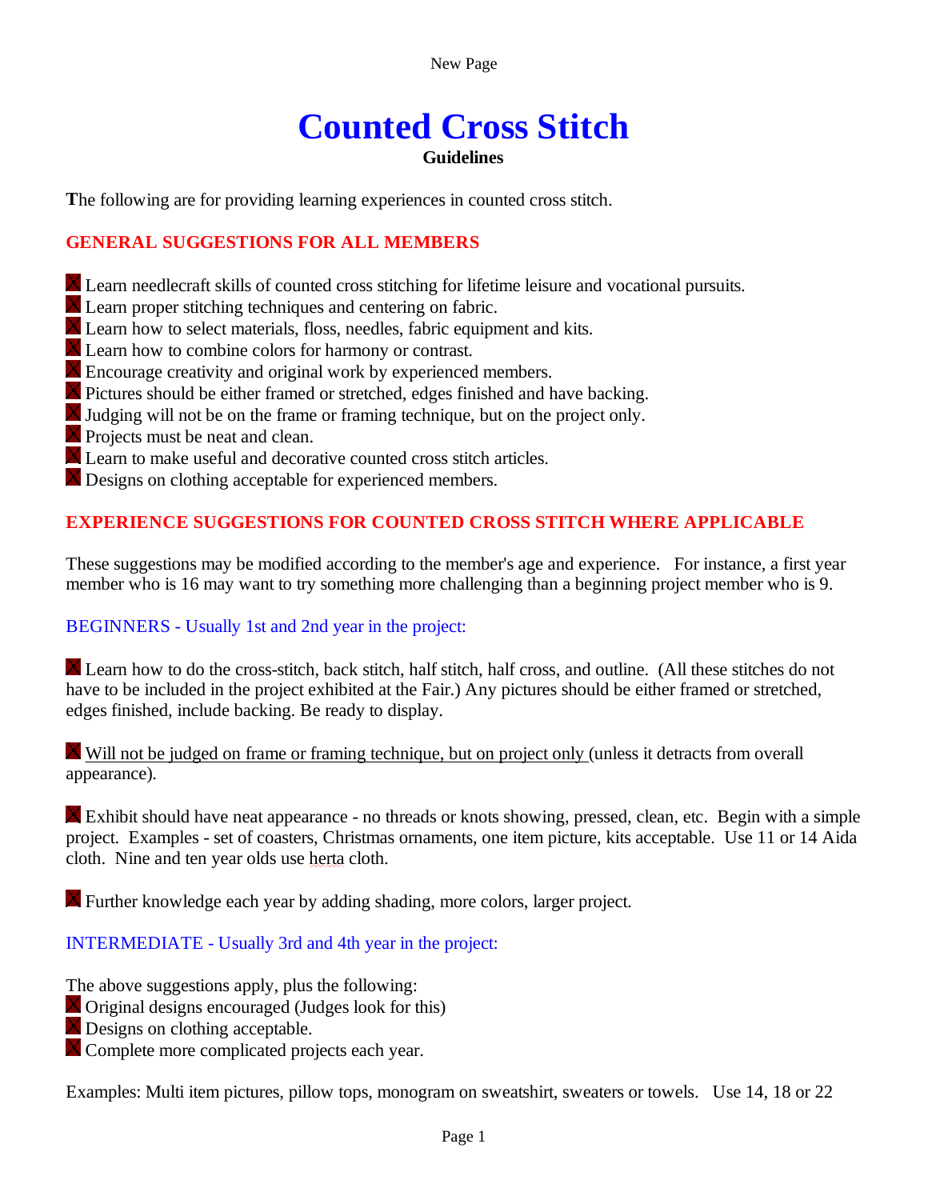# Counted Cross Stitch

**Guidelines**

The following are for providing learning experiences in counted cross stitch.

## GENERAL SUGGESTIONS FOR ALL MEMBERS

- Learn needlecraft skills of counted cross stitching for lifetime leisure and vocational pursuits.
- Learn proper stitching techniques and centering on fabric.
- Learn how to select materials, floss, needles, fabric equipment and kits.
- Learn how to combine colors for harmony or contrast.
- Encourage creativity and original work by experienced members.
- Pictures should be either framed or stretched, edges finished and have backing.
- Judging will not be on the frame or framing technique, but on the project only.
- Projects must be neat and clean.
- Learn to make useful and decorative counted cross stitch articles.
- Designs on clothing acceptable for experienced members.

## EXPERIENCE SUGGESTIONS FOR COUNTED CROSS STITCH WHERE APPLICABLE

These suggestions may be modified according to the member's age and experience. For instance, a first year member who is 16 may want to try something more challenging than a beginning project member who is 9.

### BEGINNERS - Usually 1st and 2nd year in the project:

- Learn how to do the cross-stitch, back stitch, half stitch, half cross, and outline. (All these stitches do not have to be included in the project exhibited at the Fair.) Any pictures should be either framed or stretched, edges finished, include backing. Be ready to display.

- <u>Will not be judged on frame or framing technique, but on project only</u> (unless it detracts from overall appearance).

- Exhibit should have neat appearance - no threads or knots showing, pressed, clean, etc. Begin with a simple project. Examples - set of coasters, Christmas ornaments, one item picture, kits acceptable. Use 11 or 14 Aida cloth. Nine and ten year olds use herta cloth.

- Further knowledge each year by adding shading, more colors, larger project.

### INTERMEDIATE - Usually 3rd and 4th year in the project:

The above suggestions apply, plus the following:

- Original designs encouraged (Judges look for this)
- Designs on clothing acceptable.
- Complete more complicated projects each year.

Examples: Multi item pictures, pillow tops, monogram on sweatshirt, sweaters or towels. Use 14, 18 or 22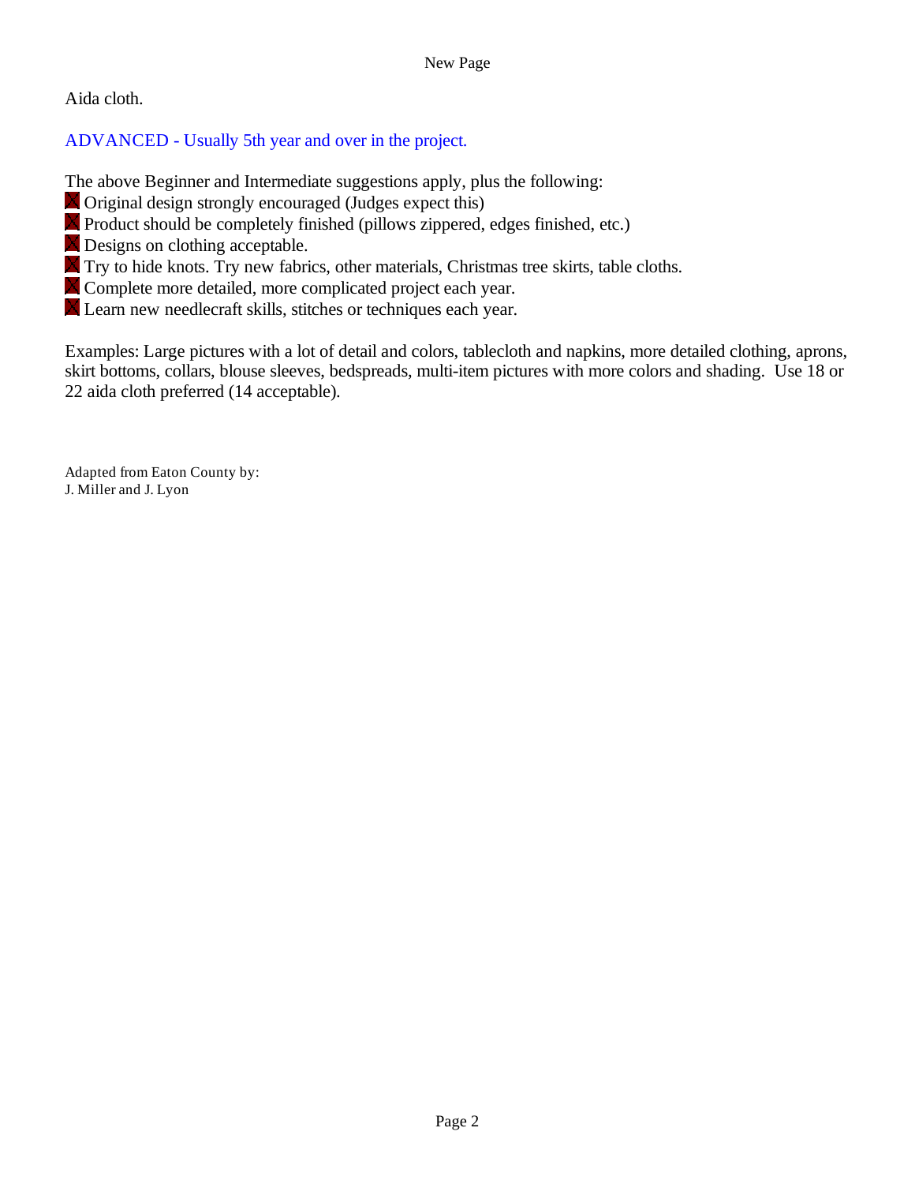Aida cloth.

## ADVANCED - Usually 5th year and over in the project.

The above Beginner and Intermediate suggestions apply, plus the following:

- Original design strongly encouraged (Judges expect this)
- Product should be completely finished (pillows zippered, edges finished, etc.)
- Designs on clothing acceptable.
- Try to hide knots. Try new fabrics, other materials, Christmas tree skirts, table cloths.
- Complete more detailed, more complicated project each year.
- Learn new needlecraft skills, stitches or techniques each year.

Examples: Large pictures with a lot of detail and colors, tablecloth and napkins, more detailed clothing, aprons, skirt bottoms, collars, blouse sleeves, bedspreads, multi-item pictures with more colors and shading. Use 18 or 22 aida cloth preferred (14 acceptable).

Adapted from Eaton County by:
J. Miller and J. Lyon